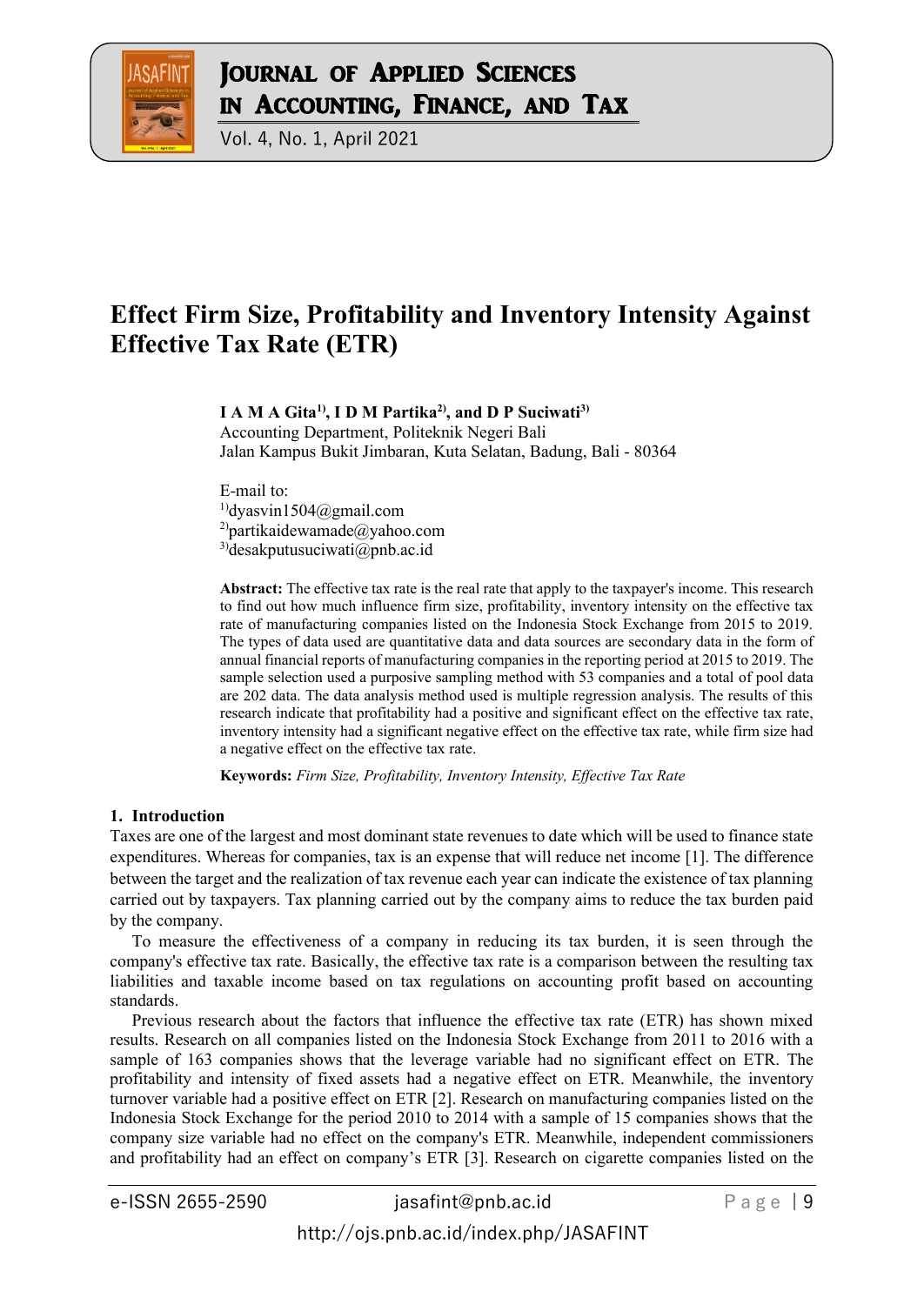# Effect Firm Size, Profitability and Inventory Intensity Against Effective Tax Rate (ETR)

**I A M A Gita[1], I D M Partika[2], and D P Suciwati[3]**
Accounting Department, Politeknik Negeri Bali
Jalan Kampus Bukit Jimbaran, Kuta Selatan, Badung, Bali - 80364

E-mail to:
[1]dyasvin1504@gmail.com
[2]partikaidewamade@yahoo.com
[3]desakputusuciwati@pnb.ac.id

**Abstract:** The effective tax rate is the real rate that apply to the taxpayer's income. This research to find out how much influence firm size, profitability, inventory intensity on the effective tax rate of manufacturing companies listed on the Indonesia Stock Exchange from 2015 to 2019. The types of data used are quantitative data and data sources are secondary data in the form of annual financial reports of manufacturing companies in the reporting period at 2015 to 2019. The sample selection used a purposive sampling method with 53 companies and a total of pool data are 202 data. The data analysis method used is multiple regression analysis. The results of this research indicate that profitability had a positive and significant effect on the effective tax rate, inventory intensity had a significant negative effect on the effective tax rate, while firm size had a negative effect on the effective tax rate.

**Keywords:** *Firm Size, Profitability, Inventory Intensity, Effective Tax Rate*

## 1. Introduction

Taxes are one of the largest and most dominant state revenues to date which will be used to finance state expenditures. Whereas for companies, tax is an expense that will reduce net income [1]. The difference between the target and the realization of tax revenue each year can indicate the existence of tax planning carried out by taxpayers. Tax planning carried out by the company aims to reduce the tax burden paid by the company.

To measure the effectiveness of a company in reducing its tax burden, it is seen through the company's effective tax rate. Basically, the effective tax rate is a comparison between the resulting tax liabilities and taxable income based on tax regulations on accounting profit based on accounting standards.

Previous research about the factors that influence the effective tax rate (ETR) has shown mixed results. Research on all companies listed on the Indonesia Stock Exchange from 2011 to 2016 with a sample of 163 companies shows that the leverage variable had no significant effect on ETR. The profitability and intensity of fixed assets had a negative effect on ETR. Meanwhile, the inventory turnover variable had a positive effect on ETR [2]. Research on manufacturing companies listed on the Indonesia Stock Exchange for the period 2010 to 2014 with a sample of 15 companies shows that the company size variable had no effect on the company's ETR. Meanwhile, independent commissioners and profitability had an effect on company's ETR [3]. Research on cigarette companies listed on the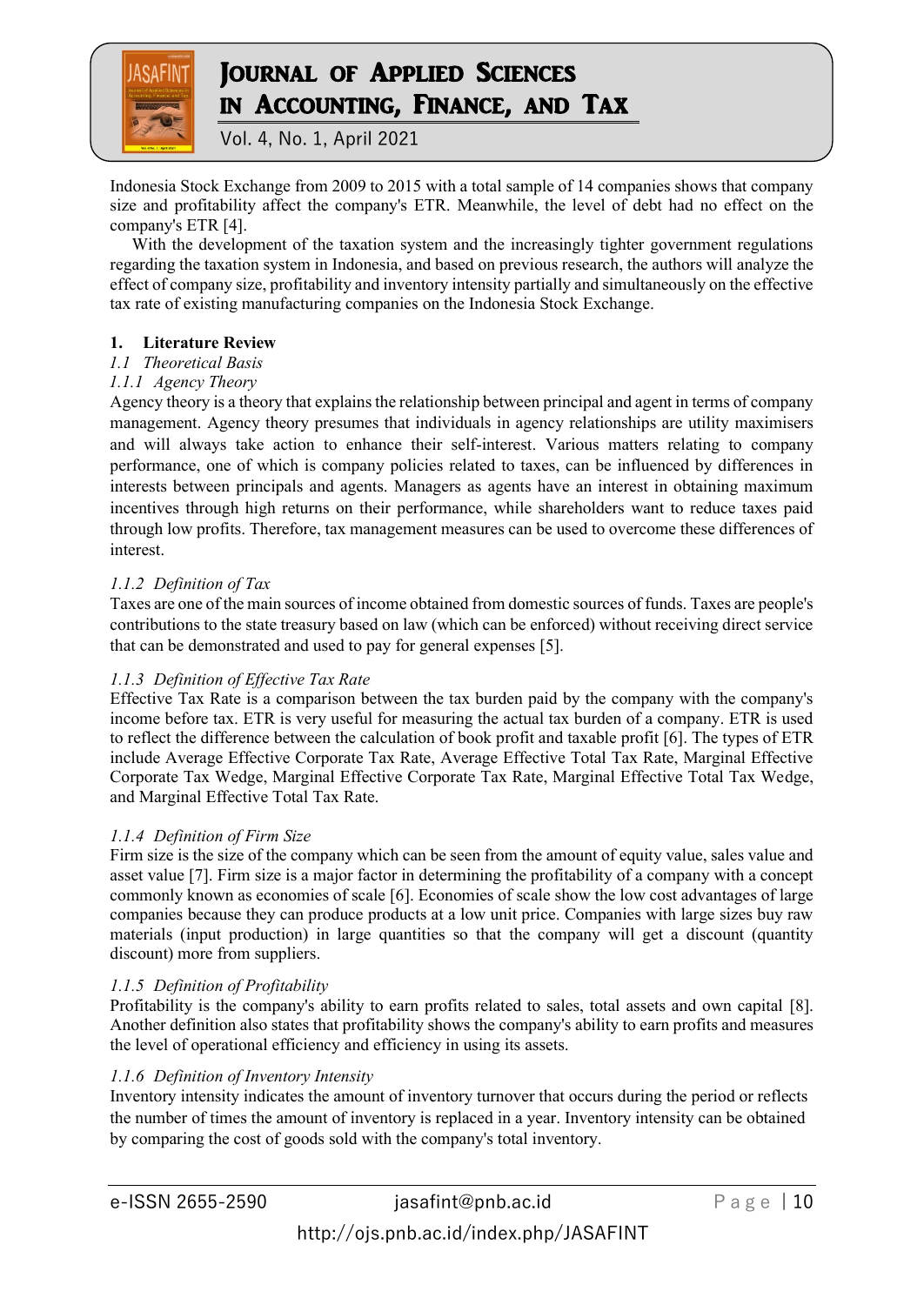Indonesia Stock Exchange from 2009 to 2015 with a total sample of 14 companies shows that company size and profitability affect the company's ETR. Meanwhile, the level of debt had no effect on the company's ETR [4].

With the development of the taxation system and the increasingly tighter government regulations regarding the taxation system in Indonesia, and based on previous research, the authors will analyze the effect of company size, profitability and inventory intensity partially and simultaneously on the effective tax rate of existing manufacturing companies on the Indonesia Stock Exchange.

## 1. Literature Review

### *1.1 Theoretical Basis*

#### *1.1.1 Agency Theory*

Agency theory is a theory that explains the relationship between principal and agent in terms of company management. Agency theory presumes that individuals in agency relationships are utility maximisers and will always take action to enhance their self-interest. Various matters relating to company performance, one of which is company policies related to taxes, can be influenced by differences in interests between principals and agents. Managers as agents have an interest in obtaining maximum incentives through high returns on their performance, while shareholders want to reduce taxes paid through low profits. Therefore, tax management measures can be used to overcome these differences of interest.

#### *1.1.2 Definition of Tax*

Taxes are one of the main sources of income obtained from domestic sources of funds. Taxes are people's contributions to the state treasury based on law (which can be enforced) without receiving direct service that can be demonstrated and used to pay for general expenses [5].

#### *1.1.3 Definition of Effective Tax Rate*

Effective Tax Rate is a comparison between the tax burden paid by the company with the company's income before tax. ETR is very useful for measuring the actual tax burden of a company. ETR is used to reflect the difference between the calculation of book profit and taxable profit [6]. The types of ETR include Average Effective Corporate Tax Rate, Average Effective Total Tax Rate, Marginal Effective Corporate Tax Wedge, Marginal Effective Corporate Tax Rate, Marginal Effective Total Tax Wedge, and Marginal Effective Total Tax Rate.

#### *1.1.4 Definition of Firm Size*

Firm size is the size of the company which can be seen from the amount of equity value, sales value and asset value [7]. Firm size is a major factor in determining the profitability of a company with a concept commonly known as economies of scale [6]. Economies of scale show the low cost advantages of large companies because they can produce products at a low unit price. Companies with large sizes buy raw materials (input production) in large quantities so that the company will get a discount (quantity discount) more from suppliers.

#### *1.1.5 Definition of Profitability*

Profitability is the company's ability to earn profits related to sales, total assets and own capital [8]. Another definition also states that profitability shows the company's ability to earn profits and measures the level of operational efficiency and efficiency in using its assets.

#### *1.1.6 Definition of Inventory Intensity*

Inventory intensity indicates the amount of inventory turnover that occurs during the period or reflects the number of times the amount of inventory is replaced in a year. Inventory intensity can be obtained by comparing the cost of goods sold with the company's total inventory.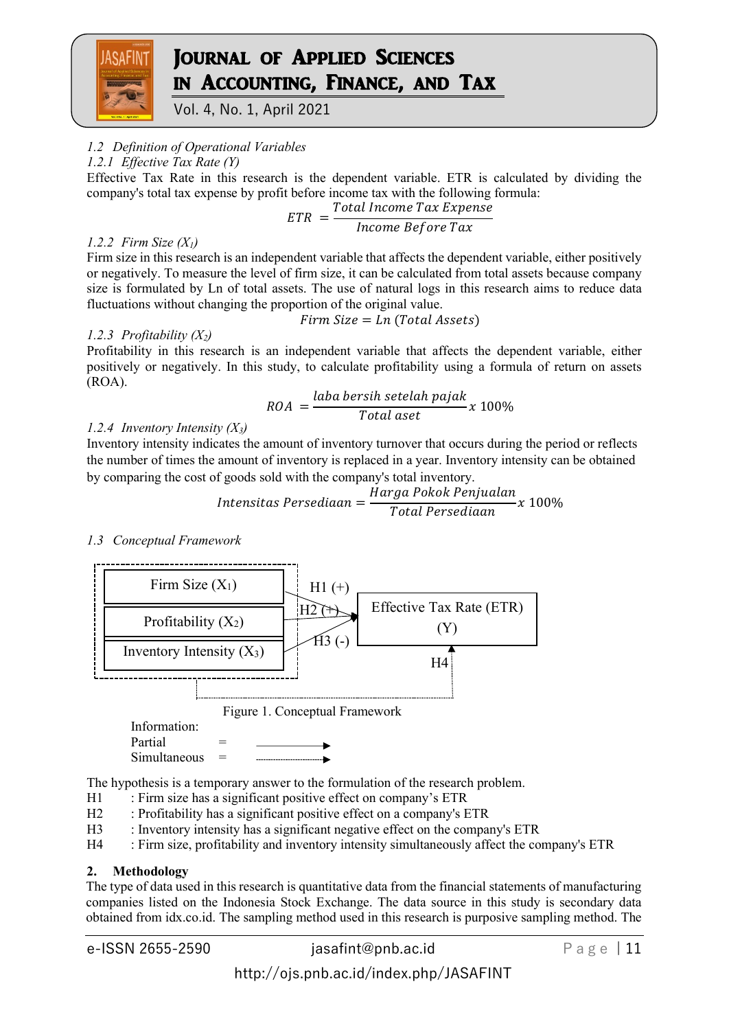### 1.2 Definition of Operational Variables

#### 1.2.1 Effective Tax Rate (Y)

Effective Tax Rate in this research is the dependent variable. ETR is calculated by dividing the company's total tax expense by profit before income tax with the following formula:

$$ETR = \frac{Total\ Income\ Tax\ Expense}{Income\ Before\ Tax}$$

#### 1.2.2 Firm Size ($X_1$)

Firm size in this research is an independent variable that affects the dependent variable, either positively or negatively. To measure the level of firm size, it can be calculated from total assets because company size is formulated by Ln of total assets. The use of natural logs in this research aims to reduce data fluctuations without changing the proportion of the original value.

$$Firm\ Size = Ln\ (Total\ Assets)$$

#### 1.2.3 Profitability ($X_2$)

Profitability in this research is an independent variable that affects the dependent variable, either positively or negatively. In this study, to calculate profitability using a formula of return on assets (ROA).

$$ROA = \frac{laba\ bersih\ setelah\ pajak}{Total\ aset} x\ 100\%$$

#### 1.2.4 Inventory Intensity ($X_3$)

Inventory intensity indicates the amount of inventory turnover that occurs during the period or reflects the number of times the amount of inventory is replaced in a year. Inventory intensity can be obtained by comparing the cost of goods sold with the company's total inventory.

$$Intensitas\ Persediaan = \frac{Harga\ Pokok\ Penjualan}{Total\ Persediaan} x\ 100\%$$

### 1.3 Conceptual Framework

Firm Size ($X_1$) — H1 (+) → Effective Tax Rate (ETR) (Y)

Profitability ($X_2$) — H2 (+) → Effective Tax Rate (ETR) (Y)

Inventory Intensity ($X_3$) — H3 (-) → Effective Tax Rate (ETR) (Y)

($X_1$, $X_2$, $X_3$) — H4 → Effective Tax Rate (ETR) (Y)

Figure 1. Conceptual Framework

Information:
Partial = ——→
Simultaneous = ·······→

The hypothesis is a temporary answer to the formulation of the research problem.

- H1 : Firm size has a significant positive effect on company's ETR
- H2 : Profitability has a significant positive effect on a company's ETR
- H3 : Inventory intensity has a significant negative effect on the company's ETR
- H4 : Firm size, profitability and inventory intensity simultaneously affect the company's ETR

## 2. Methodology

The type of data used in this research is quantitative data from the financial statements of manufacturing companies listed on the Indonesia Stock Exchange. The data source in this study is secondary data obtained from idx.co.id. The sampling method used in this research is purposive sampling method. The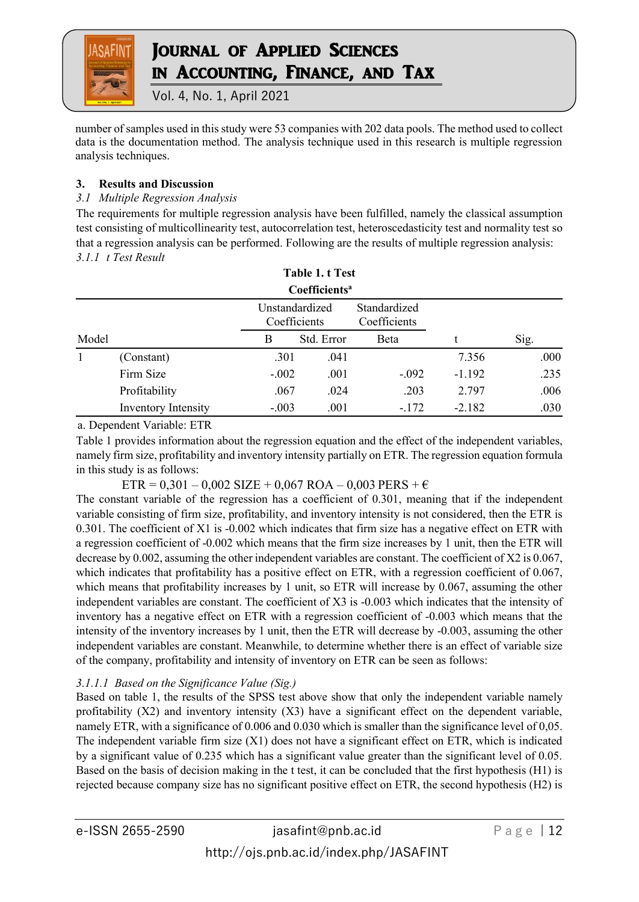number of samples used in this study were 53 companies with 202 data pools. The method used to collect data is the documentation method. The analysis technique used in this research is multiple regression analysis techniques.

## 3. Results and Discussion

### *3.1 Multiple Regression Analysis*

The requirements for multiple regression analysis have been fulfilled, namely the classical assumption test consisting of multicollinearity test, autocorrelation test, heteroscedasticity test and normality test so that a regression analysis can be performed. Following are the results of multiple regression analysis:

#### *3.1.1 t Test Result*

**Table 1. t Test**

**Coefficients[a]**

| Model | | Unstandardized Coefficients | | Standardized Coefficients | t | Sig. |
|---|---|---|---|---|---|---|
| | | B | Std. Error | Beta | | |
| 1 | (Constant) | .301 | .041 | | 7.356 | .000 |
| | Firm Size | -.002 | .001 | -.092 | -1.192 | .235 |
| | Profitability | .067 | .024 | .203 | 2.797 | .006 |
| | Inventory Intensity | -.003 | .001 | -.172 | -2.182 | .030 |

a. Dependent Variable: ETR

Table 1 provides information about the regression equation and the effect of the independent variables, namely firm size, profitability and inventory intensity partially on ETR. The regression equation formula in this study is as follows:

$$ETR = 0{,}301 – 0{,}002\ SIZE + 0{,}067\ ROA – 0{,}003\ PERS + €$$

The constant variable of the regression has a coefficient of 0.301, meaning that if the independent variable consisting of firm size, profitability, and inventory intensity is not considered, then the ETR is 0.301. The coefficient of X1 is -0.002 which indicates that firm size has a negative effect on ETR with a regression coefficient of -0.002 which means that the firm size increases by 1 unit, then the ETR will decrease by 0.002, assuming the other independent variables are constant. The coefficient of X2 is 0.067, which indicates that profitability has a positive effect on ETR, with a regression coefficient of 0.067, which means that profitability increases by 1 unit, so ETR will increase by 0.067, assuming the other independent variables are constant. The coefficient of X3 is -0.003 which indicates that the intensity of inventory has a negative effect on ETR with a regression coefficient of -0.003 which means that the intensity of the inventory increases by 1 unit, then the ETR will decrease by -0.003, assuming the other independent variables are constant. Meanwhile, to determine whether there is an effect of variable size of the company, profitability and intensity of inventory on ETR can be seen as follows:

##### *3.1.1.1 Based on the Significance Value (Sig.)*

Based on table 1, the results of the SPSS test above show that only the independent variable namely profitability (X2) and inventory intensity (X3) have a significant effect on the dependent variable, namely ETR, with a significance of 0.006 and 0.030 which is smaller than the significance level of 0,05. The independent variable firm size (X1) does not have a significant effect on ETR, which is indicated by a significant value of 0.235 which has a significant value greater than the significant level of 0.05. Based on the basis of decision making in the t test, it can be concluded that the first hypothesis (H1) is rejected because company size has no significant positive effect on ETR, the second hypothesis (H2) is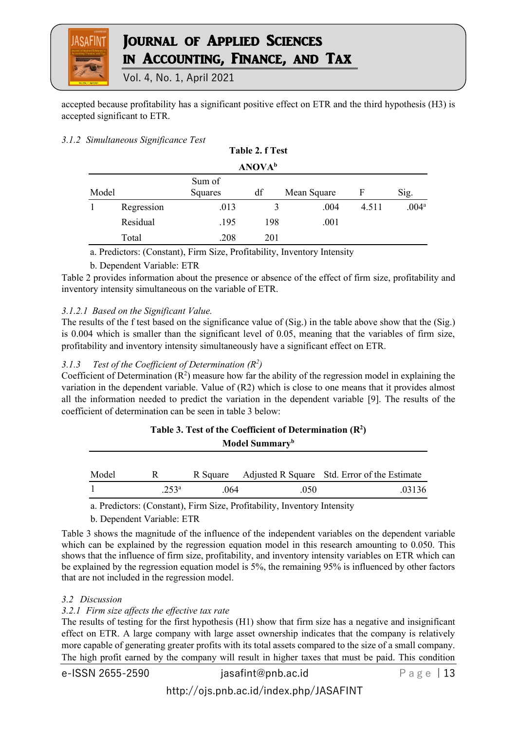accepted because profitability has a significant positive effect on ETR and the third hypothesis (H3) is accepted significant to ETR.

#### *3.1.2 Simultaneous Significance Test*

**Table 2. f Test**

**ANOVA[b]**

| Model | | Sum of Squares | df | Mean Square | F | Sig. |
|---|---|---|---|---|---|---|
| 1 | Regression | .013 | 3 | .004 | 4.511 | .004[a] |
| | Residual | .195 | 198 | .001 | | |
| | Total | .208 | 201 | | | |

a. Predictors: (Constant), Firm Size, Profitability, Inventory Intensity

b. Dependent Variable: ETR

Table 2 provides information about the presence or absence of the effect of firm size, profitability and inventory intensity simultaneous on the variable of ETR.

##### *3.1.2.1 Based on the Significant Value.*

The results of the f test based on the significance value of (Sig.) in the table above show that the (Sig.) is 0.004 which is smaller than the significant level of 0.05, meaning that the variables of firm size, profitability and inventory intensity simultaneously have a significant effect on ETR.

#### *3.1.3 Test of the Coefficient of Determination ($R^2$)*

Coefficient of Determination ($R^2$) measure how far the ability of the regression model in explaining the variation in the dependent variable. Value of (R2) which is close to one means that it provides almost all the information needed to predict the variation in the dependent variable [9]. The results of the coefficient of determination can be seen in table 3 below:

**Table 3. Test of the Coefficient of Determination ($R^2$)**

**Model Summary[b]**

| Model | R | R Square | Adjusted R Square | Std. Error of the Estimate |
|---|---|---|---|---|
| 1 | .253[a] | .064 | .050 | .03136 |

a. Predictors: (Constant), Firm Size, Profitability, Inventory Intensity

b. Dependent Variable: ETR

Table 3 shows the magnitude of the influence of the independent variables on the dependent variable which can be explained by the regression equation model in this research amounting to 0.050. This shows that the influence of firm size, profitability, and inventory intensity variables on ETR which can be explained by the regression equation model is 5%, the remaining 95% is influenced by other factors that are not included in the regression model.

### *3.2 Discussion*

#### *3.2.1 Firm size affects the effective tax rate*

The results of testing for the first hypothesis (H1) show that firm size has a negative and insignificant effect on ETR. A large company with large asset ownership indicates that the company is relatively more capable of generating greater profits with its total assets compared to the size of a small company. The high profit earned by the company will result in higher taxes that must be paid. This condition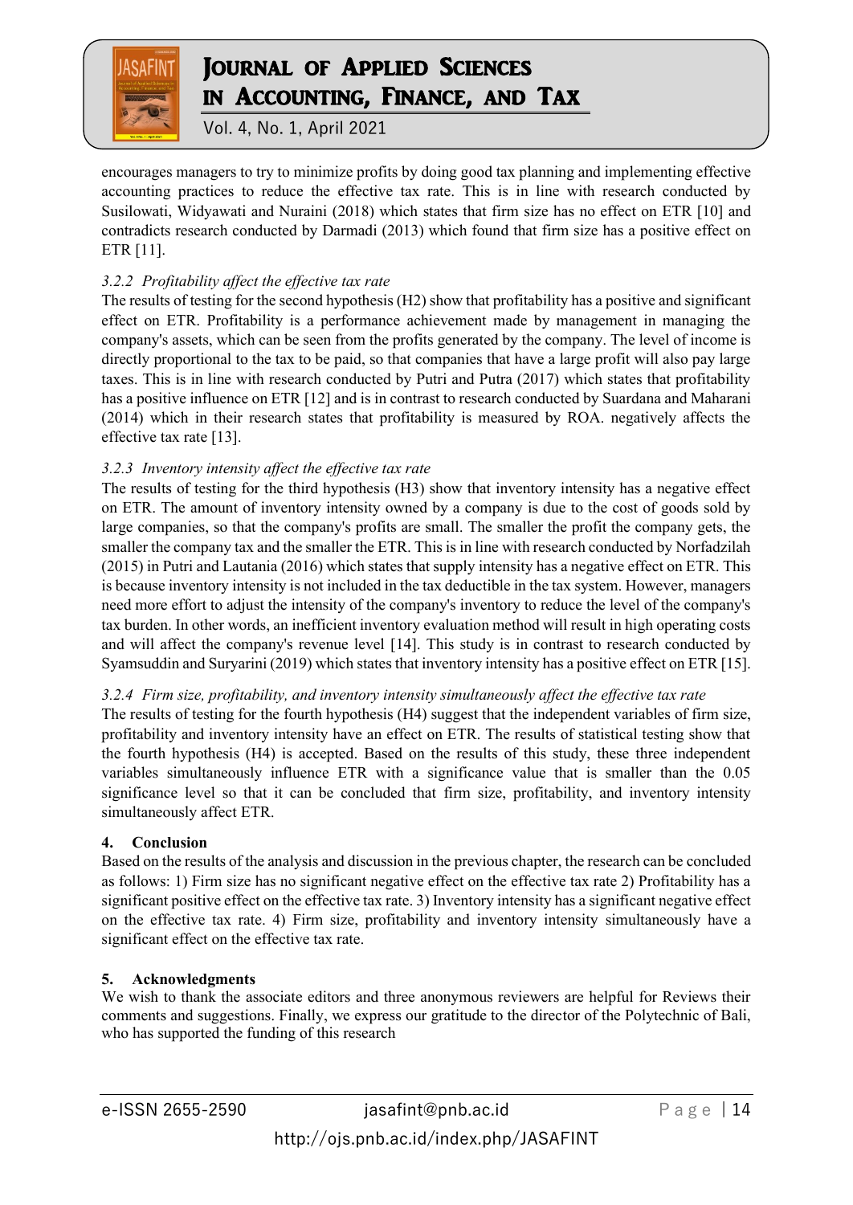encourages managers to try to minimize profits by doing good tax planning and implementing effective accounting practices to reduce the effective tax rate. This is in line with research conducted by Susilowati, Widyawati and Nuraini (2018) which states that firm size has no effect on ETR [10] and contradicts research conducted by Darmadi (2013) which found that firm size has a positive effect on ETR [11].

### *3.2.2 Profitability affect the effective tax rate*

The results of testing for the second hypothesis (H2) show that profitability has a positive and significant effect on ETR. Profitability is a performance achievement made by management in managing the company's assets, which can be seen from the profits generated by the company. The level of income is directly proportional to the tax to be paid, so that companies that have a large profit will also pay large taxes. This is in line with research conducted by Putri and Putra (2017) which states that profitability has a positive influence on ETR [12] and is in contrast to research conducted by Suardana and Maharani (2014) which in their research states that profitability is measured by ROA. negatively affects the effective tax rate [13].

### *3.2.3 Inventory intensity affect the effective tax rate*

The results of testing for the third hypothesis (H3) show that inventory intensity has a negative effect on ETR. The amount of inventory intensity owned by a company is due to the cost of goods sold by large companies, so that the company's profits are small. The smaller the profit the company gets, the smaller the company tax and the smaller the ETR. This is in line with research conducted by Norfadzilah (2015) in Putri and Lautania (2016) which states that supply intensity has a negative effect on ETR. This is because inventory intensity is not included in the tax deductible in the tax system. However, managers need more effort to adjust the intensity of the company's inventory to reduce the level of the company's tax burden. In other words, an inefficient inventory evaluation method will result in high operating costs and will affect the company's revenue level [14]. This study is in contrast to research conducted by Syamsuddin and Suryarini (2019) which states that inventory intensity has a positive effect on ETR [15].

### *3.2.4 Firm size, profitability, and inventory intensity simultaneously affect the effective tax rate*

The results of testing for the fourth hypothesis (H4) suggest that the independent variables of firm size, profitability and inventory intensity have an effect on ETR. The results of statistical testing show that the fourth hypothesis (H4) is accepted. Based on the results of this study, these three independent variables simultaneously influence ETR with a significance value that is smaller than the 0.05 significance level so that it can be concluded that firm size, profitability, and inventory intensity simultaneously affect ETR.

## 4. Conclusion

Based on the results of the analysis and discussion in the previous chapter, the research can be concluded as follows: 1) Firm size has no significant negative effect on the effective tax rate 2) Profitability has a significant positive effect on the effective tax rate. 3) Inventory intensity has a significant negative effect on the effective tax rate. 4) Firm size, profitability and inventory intensity simultaneously have a significant effect on the effective tax rate.

## 5. Acknowledgments

We wish to thank the associate editors and three anonymous reviewers are helpful for Reviews their comments and suggestions. Finally, we express our gratitude to the director of the Polytechnic of Bali, who has supported the funding of this research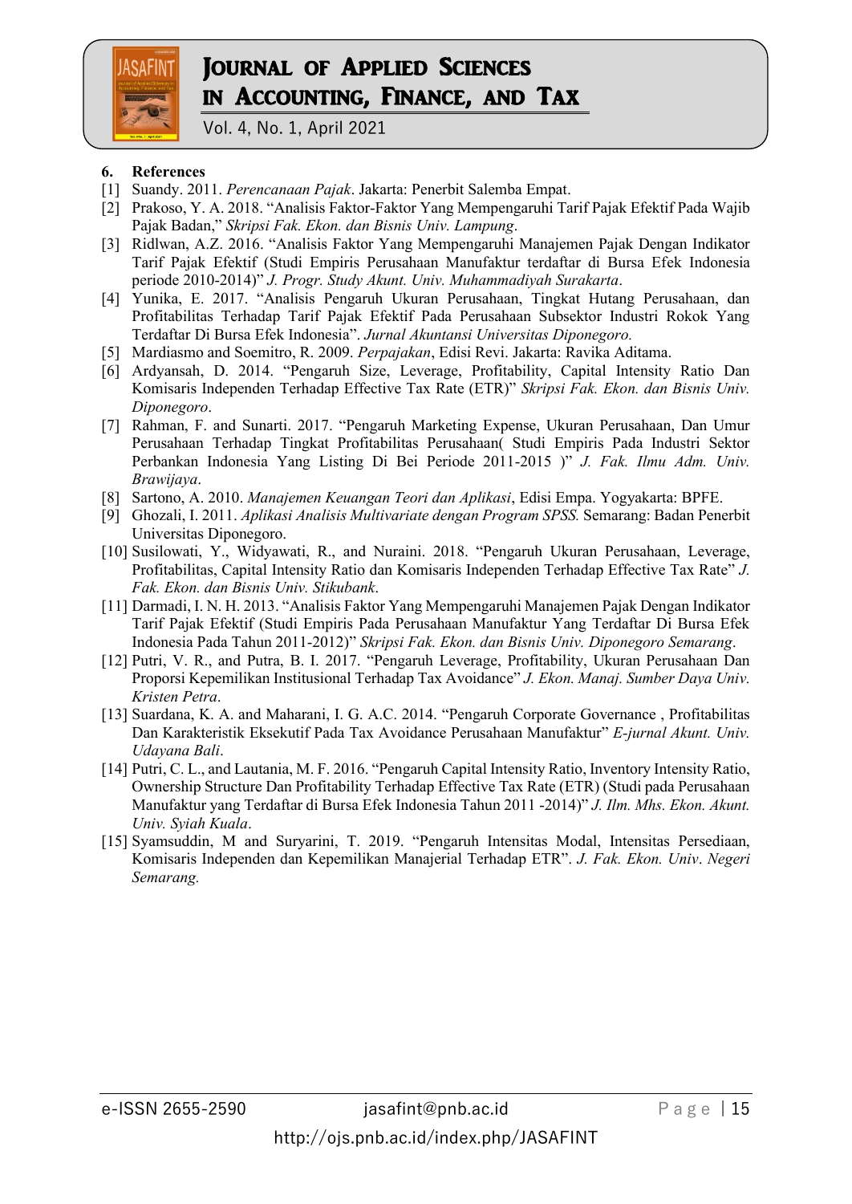## 6. References

[1] Suandy. 2011. *Perencanaan Pajak*. Jakarta: Penerbit Salemba Empat.

[2] Prakoso, Y. A. 2018. "Analisis Faktor-Faktor Yang Mempengaruhi Tarif Pajak Efektif Pada Wajib Pajak Badan," *Skripsi Fak. Ekon. dan Bisnis Univ. Lampung*.

[3] Ridlwan, A.Z. 2016. "Analisis Faktor Yang Mempengaruhi Manajemen Pajak Dengan Indikator Tarif Pajak Efektif (Studi Empiris Perusahaan Manufaktur terdaftar di Bursa Efek Indonesia periode 2010-2014)" *J. Progr. Study Akunt. Univ. Muhammadiyah Surakarta*.

[4] Yunika, E. 2017. "Analisis Pengaruh Ukuran Perusahaan, Tingkat Hutang Perusahaan, dan Profitabilitas Terhadap Tarif Pajak Efektif Pada Perusahaan Subsektor Industri Rokok Yang Terdaftar Di Bursa Efek Indonesia". *Jurnal Akuntansi Universitas Diponegoro.*

[5] Mardiasmo and Soemitro, R. 2009. *Perpajakan*, Edisi Revi. Jakarta: Ravika Aditama.

[6] Ardyansah, D. 2014. "Pengaruh Size, Leverage, Profitability, Capital Intensity Ratio Dan Komisaris Independen Terhadap Effective Tax Rate (ETR)" *Skripsi Fak. Ekon. dan Bisnis Univ. Diponegoro*.

[7] Rahman, F. and Sunarti. 2017. "Pengaruh Marketing Expense, Ukuran Perusahaan, Dan Umur Perusahaan Terhadap Tingkat Profitabilitas Perusahaan( Studi Empiris Pada Industri Sektor Perbankan Indonesia Yang Listing Di Bei Periode 2011-2015 )" *J. Fak. Ilmu Adm. Univ. Brawijaya*.

[8] Sartono, A. 2010. *Manajemen Keuangan Teori dan Aplikasi*, Edisi Empa. Yogyakarta: BPFE.

[9] Ghozali, I. 2011. *Aplikasi Analisis Multivariate dengan Program SPSS.* Semarang: Badan Penerbit Universitas Diponegoro.

[10] Susilowati, Y., Widyawati, R., and Nuraini. 2018. "Pengaruh Ukuran Perusahaan, Leverage, Profitabilitas, Capital Intensity Ratio dan Komisaris Independen Terhadap Effective Tax Rate" *J. Fak. Ekon. dan Bisnis Univ. Stikubank*.

[11] Darmadi, I. N. H. 2013. "Analisis Faktor Yang Mempengaruhi Manajemen Pajak Dengan Indikator Tarif Pajak Efektif (Studi Empiris Pada Perusahaan Manufaktur Yang Terdaftar Di Bursa Efek Indonesia Pada Tahun 2011-2012)" *Skripsi Fak. Ekon. dan Bisnis Univ. Diponegoro Semarang*.

[12] Putri, V. R., and Putra, B. I. 2017. "Pengaruh Leverage, Profitability, Ukuran Perusahaan Dan Proporsi Kepemilikan Institusional Terhadap Tax Avoidance" *J. Ekon. Manaj. Sumber Daya Univ. Kristen Petra*.

[13] Suardana, K. A. and Maharani, I. G. A.C. 2014. "Pengaruh Corporate Governance , Profitabilitas Dan Karakteristik Eksekutif Pada Tax Avoidance Perusahaan Manufaktur" *E-jurnal Akunt. Univ. Udayana Bali*.

[14] Putri, C. L., and Lautania, M. F. 2016. "Pengaruh Capital Intensity Ratio, Inventory Intensity Ratio, Ownership Structure Dan Profitability Terhadap Effective Tax Rate (ETR) (Studi pada Perusahaan Manufaktur yang Terdaftar di Bursa Efek Indonesia Tahun 2011 -2014)" *J. Ilm. Mhs. Ekon. Akunt. Univ. Syiah Kuala*.

[15] Syamsuddin, M and Suryarini, T. 2019. "Pengaruh Intensitas Modal, Intensitas Persediaan, Komisaris Independen dan Kepemilikan Manajerial Terhadap ETR". *J. Fak. Ekon. Univ. Negeri Semarang.*